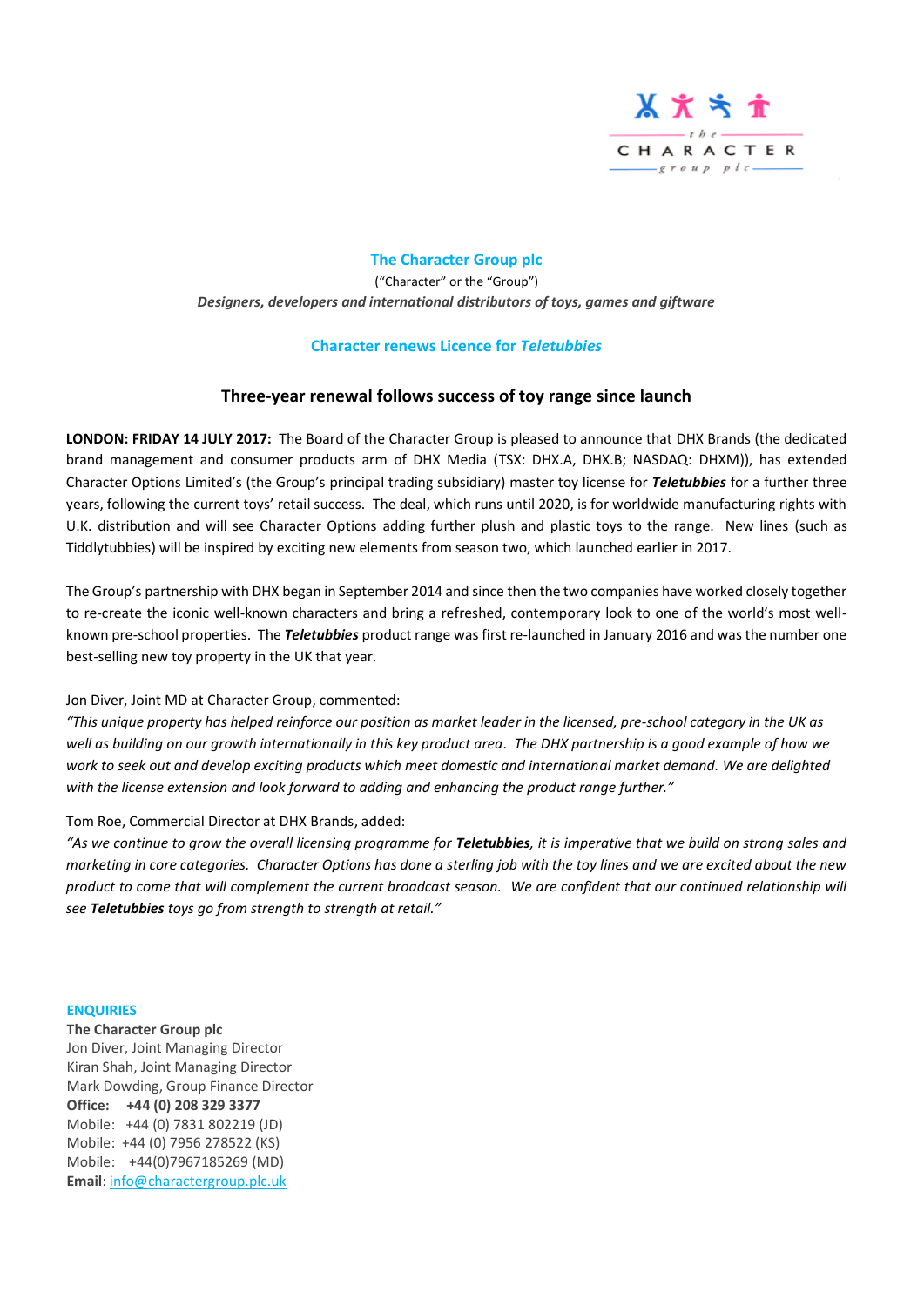## The Character Group plc

("Character" or the "Group")

***Designers, developers and international distributors of toys, games and giftware***

### Character renews Licence for *Teletubbies*

### Three-year renewal follows success of toy range since launch

**LONDON: FRIDAY 14 JULY 2017:** The Board of the Character Group is pleased to announce that DHX Brands (the dedicated brand management and consumer products arm of DHX Media (TSX: DHX.A, DHX.B; NASDAQ: DHXM)), has extended Character Options Limited's (the Group's principal trading subsidiary) master toy license for ***Teletubbies*** for a further three years, following the current toys' retail success. The deal, which runs until 2020, is for worldwide manufacturing rights with U.K. distribution and will see Character Options adding further plush and plastic toys to the range. New lines (such as Tiddlytubbies) will be inspired by exciting new elements from season two, which launched earlier in 2017.

The Group's partnership with DHX began in September 2014 and since then the two companies have worked closely together to re-create the iconic well-known characters and bring a refreshed, contemporary look to one of the world's most well-known pre-school properties. The ***Teletubbies*** product range was first re-launched in January 2016 and was the number one best-selling new toy property in the UK that year.

Jon Diver, Joint MD at Character Group, commented:

*"This unique property has helped reinforce our position as market leader in the licensed, pre-school category in the UK as well as building on our growth internationally in this key product area. The DHX partnership is a good example of how we work to seek out and develop exciting products which meet domestic and international market demand. We are delighted with the license extension and look forward to adding and enhancing the product range further."*

Tom Roe, Commercial Director at DHX Brands, added:

*"As we continue to grow the overall licensing programme for* ***Teletubbies****, it is imperative that we build on strong sales and marketing in core categories. Character Options has done a sterling job with the toy lines and we are excited about the new product to come that will complement the current broadcast season. We are confident that our continued relationship will see* ***Teletubbies*** *toys go from strength to strength at retail."*

**ENQUIRIES**

**The Character Group plc**
Jon Diver, Joint Managing Director
Kiran Shah, Joint Managing Director
Mark Dowding, Group Finance Director
**Office: +44 (0) 208 329 3377**
Mobile: +44 (0) 7831 802219 (JD)
Mobile: +44 (0) 7956 278522 (KS)
Mobile: +44(0)7967185269 (MD)
**Email**: info@charactergroup.plc.uk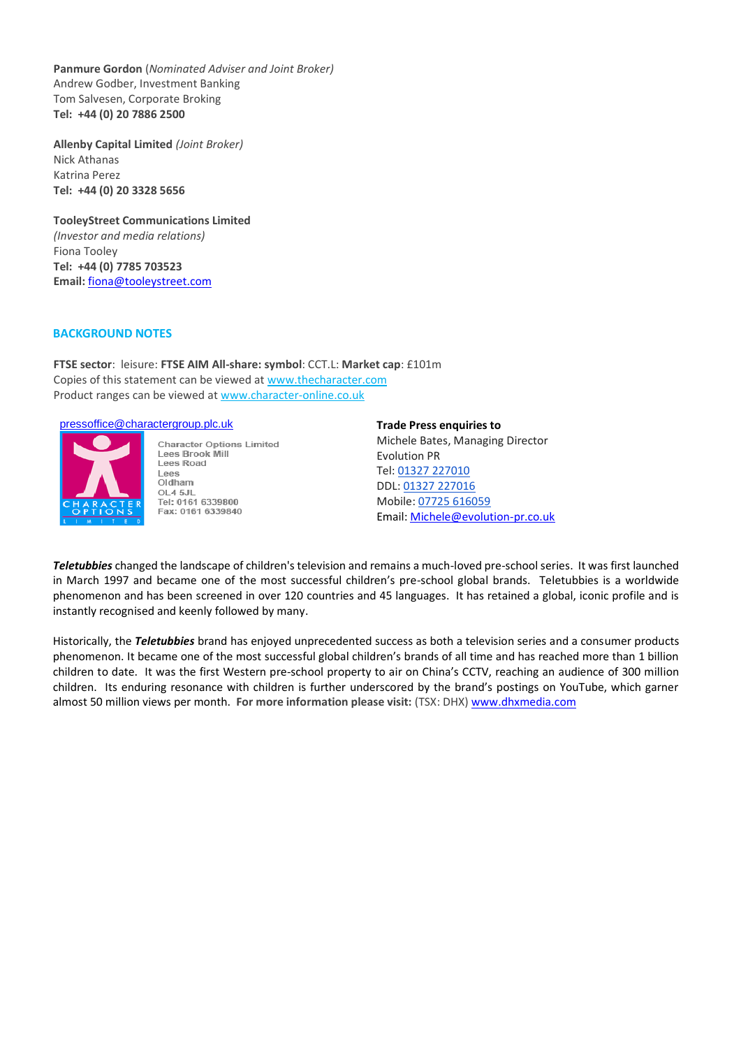**Panmure Gordon** (*Nominated Adviser and Joint Broker)*
Andrew Godber, Investment Banking
Tom Salvesen, Corporate Broking
**Tel: +44 (0) 20 7886 2500**

**Allenby Capital Limited** *(Joint Broker)*
Nick Athanas
Katrina Perez
**Tel: +44 (0) 20 3328 5656**

**TooleyStreet Communications Limited**
*(Investor and media relations)*
Fiona Tooley
**Tel: +44 (0) 7785 703523**
**Email:** fiona@tooleystreet.com

## BACKGROUND NOTES

**FTSE sector**: leisure: **FTSE AIM All-share: symbol**: CCT.L: **Market cap**: £101m
Copies of this statement can be viewed at www.thecharacter.com
Product ranges can be viewed at www.character-online.co.uk

pressoffice@charactergroup.plc.uk

CHARACTER OPTIONS LIMITED

Character Options Limited
Lees Brook Mill
Lees Road
Lees
Oldham
OL4 5JL
Tel: 0161 6339800
Fax: 0161 6339840

**Trade Press enquiries to**
Michele Bates, Managing Director
Evolution PR
Tel: 01327 227010
DDL: 01327 227016
Mobile: 07725 616059
Email: Michele@evolution-pr.co.uk

***Teletubbies*** changed the landscape of children's television and remains a much-loved pre-school series. It was first launched in March 1997 and became one of the most successful children's pre-school global brands. Teletubbies is a worldwide phenomenon and has been screened in over 120 countries and 45 languages. It has retained a global, iconic profile and is instantly recognised and keenly followed by many.

Historically, the ***Teletubbies*** brand has enjoyed unprecedented success as both a television series and a consumer products phenomenon. It became one of the most successful global children's brands of all time and has reached more than 1 billion children to date. It was the first Western pre-school property to air on China's CCTV, reaching an audience of 300 million children. Its enduring resonance with children is further underscored by the brand's postings on YouTube, which garner almost 50 million views per month. **For more information please visit:** (TSX: DHX) www.dhxmedia.com